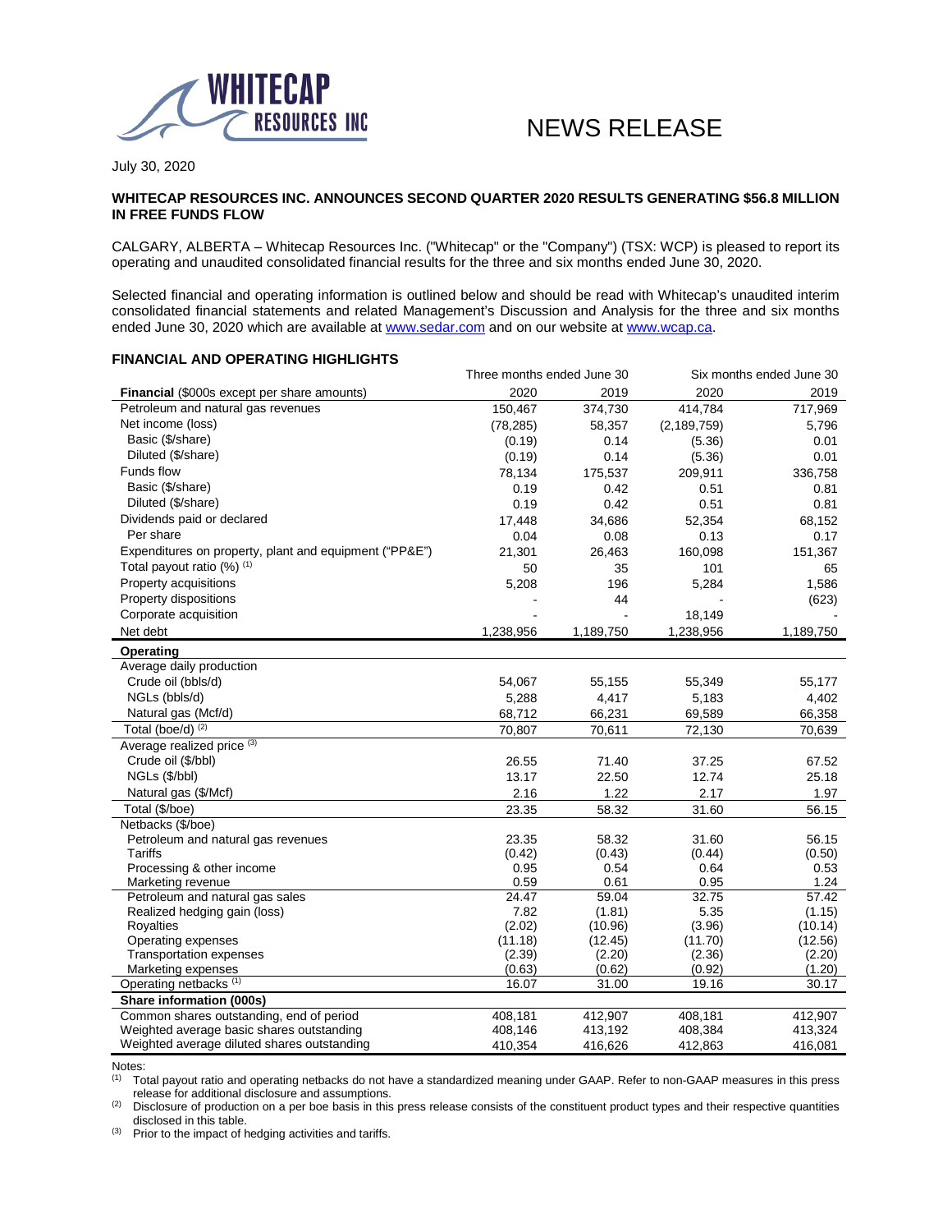NEWS RELEASE

July 30, 2020

**WHITECAP RESOURCES INC. ANNOUNCES SECOND QUARTER 2020 RESULTS GENERATING $56.8 MILLION IN FREE FUNDS FLOW**

CALGARY, ALBERTA – Whitecap Resources Inc. ("Whitecap" or the "Company") (TSX: WCP) is pleased to report its operating and unaudited consolidated financial results for the three and six months ended June 30, 2020.

Selected financial and operating information is outlined below and should be read with Whitecap's unaudited interim consolidated financial statements and related Management's Discussion and Analysis for the three and six months ended June 30, 2020 which are available at www.sedar.com and on our website at www.wcap.ca.

## FINANCIAL AND OPERATING HIGHLIGHTS

| | Three months ended June 30 | | Six months ended June 30 | |
|---|---|---|---|---|
| **Financial** ($000s except per share amounts) | 2020 | 2019 | 2020 | 2019 |
| Petroleum and natural gas revenues | 150,467 | 374,730 | 414,784 | 717,969 |
| Net income (loss) | (78,285) | 58,357 | (2,189,759) | 5,796 |
| Basic ($/share) | (0.19) | 0.14 | (5.36) | 0.01 |
| Diluted ($/share) | (0.19) | 0.14 | (5.36) | 0.01 |
| Funds flow | 78,134 | 175,537 | 209,911 | 336,758 |
| Basic ($/share) | 0.19 | 0.42 | 0.51 | 0.81 |
| Diluted ($/share) | 0.19 | 0.42 | 0.51 | 0.81 |
| Dividends paid or declared | 17,448 | 34,686 | 52,354 | 68,152 |
| Per share | 0.04 | 0.08 | 0.13 | 0.17 |
| Expenditures on property, plant and equipment ("PP&E") | 21,301 | 26,463 | 160,098 | 151,367 |
| Total payout ratio (%) [(1)] | 50 | 35 | 101 | 65 |
| Property acquisitions | 5,208 | 196 | 5,284 | 1,586 |
| Property dispositions | - | 44 | - | (623) |
| Corporate acquisition | - | - | 18,149 | - |
| Net debt | 1,238,956 | 1,189,750 | 1,238,956 | 1,189,750 |
| **Operating** | | | | |
| Average daily production | | | | |
| Crude oil (bbls/d) | 54,067 | 55,155 | 55,349 | 55,177 |
| NGLs (bbls/d) | 5,288 | 4,417 | 5,183 | 4,402 |
| Natural gas (Mcf/d) | 68,712 | 66,231 | 69,589 | 66,358 |
| Total (boe/d) [(2)] | 70,807 | 70,611 | 72,130 | 70,639 |
| Average realized price [(3)] | | | | |
| Crude oil ($/bbl) | 26.55 | 71.40 | 37.25 | 67.52 |
| NGLs ($/bbl) | 13.17 | 22.50 | 12.74 | 25.18 |
| Natural gas ($/Mcf) | 2.16 | 1.22 | 2.17 | 1.97 |
| Total ($/boe) | 23.35 | 58.32 | 31.60 | 56.15 |
| Netbacks ($/boe) | | | | |
| Petroleum and natural gas revenues | 23.35 | 58.32 | 31.60 | 56.15 |
| Tariffs | (0.42) | (0.43) | (0.44) | (0.50) |
| Processing & other income | 0.95 | 0.54 | 0.64 | 0.53 |
| Marketing revenue | 0.59 | 0.61 | 0.95 | 1.24 |
| Petroleum and natural gas sales | 24.47 | 59.04 | 32.75 | 57.42 |
| Realized hedging gain (loss) | 7.82 | (1.81) | 5.35 | (1.15) |
| Royalties | (2.02) | (10.96) | (3.96) | (10.14) |
| Operating expenses | (11.18) | (12.45) | (11.70) | (12.56) |
| Transportation expenses | (2.39) | (2.20) | (2.36) | (2.20) |
| Marketing expenses | (0.63) | (0.62) | (0.92) | (1.20) |
| Operating netbacks [(1)] | 16.07 | 31.00 | 19.16 | 30.17 |
| **Share information (000s)** | | | | |
| Common shares outstanding, end of period | 408,181 | 412,907 | 408,181 | 412,907 |
| Weighted average basic shares outstanding | 408,146 | 413,192 | 408,384 | 413,324 |
| Weighted average diluted shares outstanding | 410,354 | 416,626 | 412,863 | 416,081 |

Notes:

(1) Total payout ratio and operating netbacks do not have a standardized meaning under GAAP. Refer to non-GAAP measures in this press release for additional disclosure and assumptions.

(2) Disclosure of production on a per boe basis in this press release consists of the constituent product types and their respective quantities disclosed in this table.

(3) Prior to the impact of hedging activities and tariffs.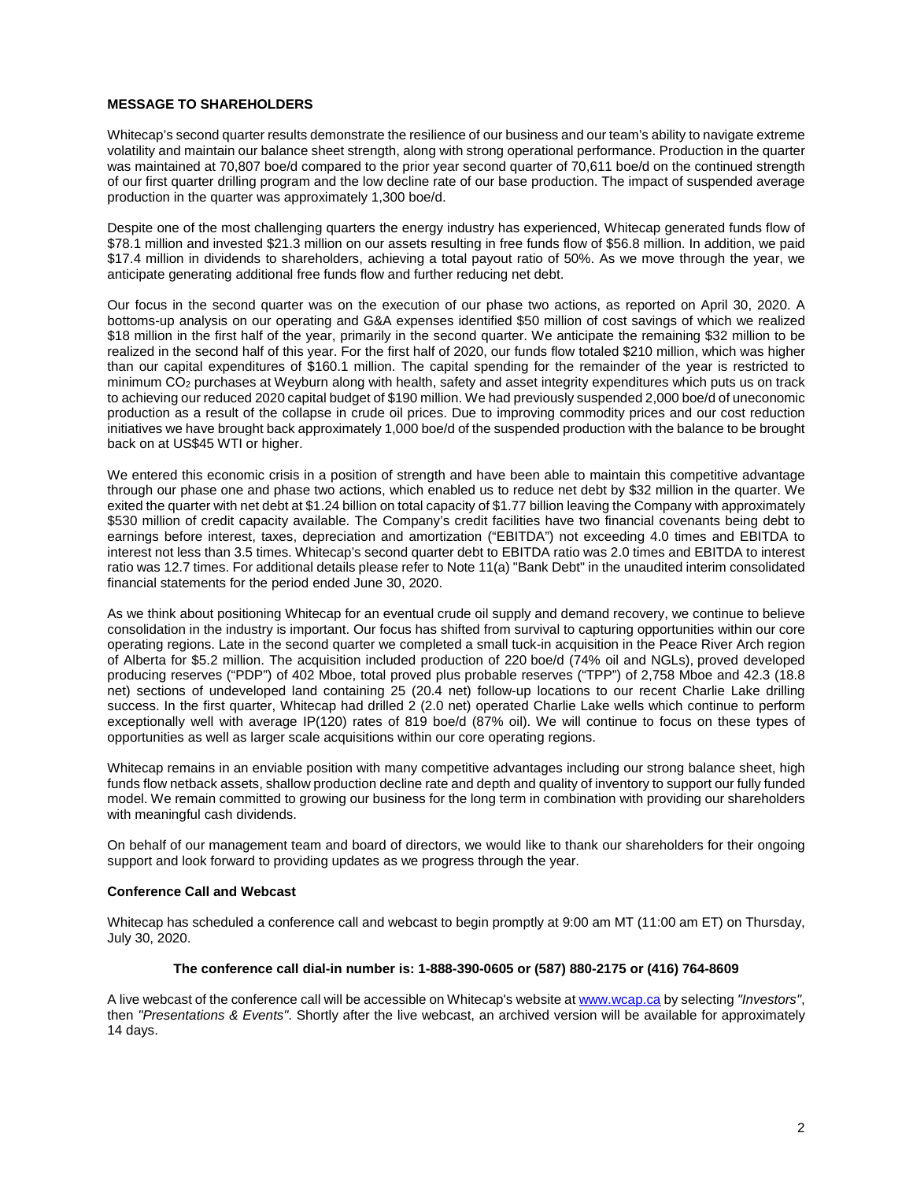**MESSAGE TO SHAREHOLDERS**

Whitecap's second quarter results demonstrate the resilience of our business and our team's ability to navigate extreme volatility and maintain our balance sheet strength, along with strong operational performance. Production in the quarter was maintained at 70,807 boe/d compared to the prior year second quarter of 70,611 boe/d on the continued strength of our first quarter drilling program and the low decline rate of our base production. The impact of suspended average production in the quarter was approximately 1,300 boe/d.

Despite one of the most challenging quarters the energy industry has experienced, Whitecap generated funds flow of $78.1 million and invested $21.3 million on our assets resulting in free funds flow of $56.8 million. In addition, we paid $17.4 million in dividends to shareholders, achieving a total payout ratio of 50%. As we move through the year, we anticipate generating additional free funds flow and further reducing net debt.

Our focus in the second quarter was on the execution of our phase two actions, as reported on April 30, 2020. A bottoms-up analysis on our operating and G&A expenses identified $50 million of cost savings of which we realized $18 million in the first half of the year, primarily in the second quarter. We anticipate the remaining $32 million to be realized in the second half of this year. For the first half of 2020, our funds flow totaled $210 million, which was higher than our capital expenditures of $160.1 million. The capital spending for the remainder of the year is restricted to minimum $CO_2$ purchases at Weyburn along with health, safety and asset integrity expenditures which puts us on track to achieving our reduced 2020 capital budget of $190 million. We had previously suspended 2,000 boe/d of uneconomic production as a result of the collapse in crude oil prices. Due to improving commodity prices and our cost reduction initiatives we have brought back approximately 1,000 boe/d of the suspended production with the balance to be brought back on at US$45 WTI or higher.

We entered this economic crisis in a position of strength and have been able to maintain this competitive advantage through our phase one and phase two actions, which enabled us to reduce net debt by $32 million in the quarter. We exited the quarter with net debt at $1.24 billion on total capacity of $1.77 billion leaving the Company with approximately $530 million of credit capacity available. The Company's credit facilities have two financial covenants being debt to earnings before interest, taxes, depreciation and amortization ("EBITDA") not exceeding 4.0 times and EBITDA to interest not less than 3.5 times. Whitecap's second quarter debt to EBITDA ratio was 2.0 times and EBITDA to interest ratio was 12.7 times. For additional details please refer to Note 11(a) "Bank Debt" in the unaudited interim consolidated financial statements for the period ended June 30, 2020.

As we think about positioning Whitecap for an eventual crude oil supply and demand recovery, we continue to believe consolidation in the industry is important. Our focus has shifted from survival to capturing opportunities within our core operating regions. Late in the second quarter we completed a small tuck-in acquisition in the Peace River Arch region of Alberta for $5.2 million. The acquisition included production of 220 boe/d (74% oil and NGLs), proved developed producing reserves ("PDP") of 402 Mboe, total proved plus probable reserves ("TPP") of 2,758 Mboe and 42.3 (18.8 net) sections of undeveloped land containing 25 (20.4 net) follow-up locations to our recent Charlie Lake drilling success. In the first quarter, Whitecap had drilled 2 (2.0 net) operated Charlie Lake wells which continue to perform exceptionally well with average IP(120) rates of 819 boe/d (87% oil). We will continue to focus on these types of opportunities as well as larger scale acquisitions within our core operating regions.

Whitecap remains in an enviable position with many competitive advantages including our strong balance sheet, high funds flow netback assets, shallow production decline rate and depth and quality of inventory to support our fully funded model. We remain committed to growing our business for the long term in combination with providing our shareholders with meaningful cash dividends.

On behalf of our management team and board of directors, we would like to thank our shareholders for their ongoing support and look forward to providing updates as we progress through the year.

**Conference Call and Webcast**

Whitecap has scheduled a conference call and webcast to begin promptly at 9:00 am MT (11:00 am ET) on Thursday, July 30, 2020.

**The conference call dial-in number is: 1-888-390-0605 or (587) 880-2175 or (416) 764-8609**

A live webcast of the conference call will be accessible on Whitecap's website at [www.wcap.ca](http://www.wcap.ca) by selecting *"Investors"*, then *"Presentations & Events"*. Shortly after the live webcast, an archived version will be available for approximately 14 days.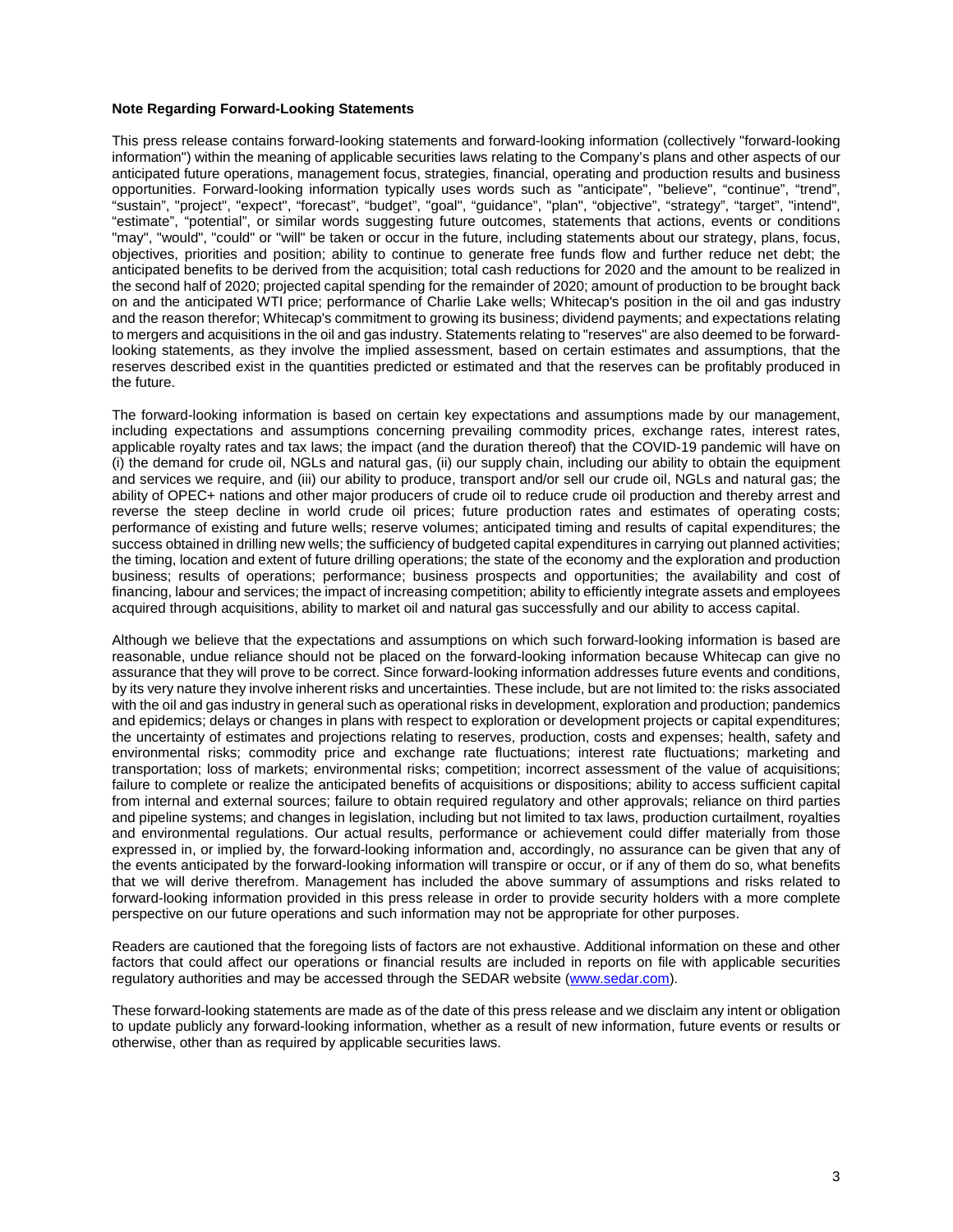**Note Regarding Forward-Looking Statements**

This press release contains forward-looking statements and forward-looking information (collectively "forward-looking information") within the meaning of applicable securities laws relating to the Company's plans and other aspects of our anticipated future operations, management focus, strategies, financial, operating and production results and business opportunities. Forward-looking information typically uses words such as "anticipate", "believe", "continue", "trend", "sustain", "project", "expect", "forecast", "budget", "goal", "guidance", "plan", "objective", "strategy", "target", "intend", "estimate", "potential", or similar words suggesting future outcomes, statements that actions, events or conditions "may", "would", "could" or "will" be taken or occur in the future, including statements about our strategy, plans, focus, objectives, priorities and position; ability to continue to generate free funds flow and further reduce net debt; the anticipated benefits to be derived from the acquisition; total cash reductions for 2020 and the amount to be realized in the second half of 2020; projected capital spending for the remainder of 2020; amount of production to be brought back on and the anticipated WTI price; performance of Charlie Lake wells; Whitecap's position in the oil and gas industry and the reason therefor; Whitecap's commitment to growing its business; dividend payments; and expectations relating to mergers and acquisitions in the oil and gas industry. Statements relating to "reserves" are also deemed to be forward-looking statements, as they involve the implied assessment, based on certain estimates and assumptions, that the reserves described exist in the quantities predicted or estimated and that the reserves can be profitably produced in the future.

The forward-looking information is based on certain key expectations and assumptions made by our management, including expectations and assumptions concerning prevailing commodity prices, exchange rates, interest rates, applicable royalty rates and tax laws; the impact (and the duration thereof) that the COVID-19 pandemic will have on (i) the demand for crude oil, NGLs and natural gas, (ii) our supply chain, including our ability to obtain the equipment and services we require, and (iii) our ability to produce, transport and/or sell our crude oil, NGLs and natural gas; the ability of OPEC+ nations and other major producers of crude oil to reduce crude oil production and thereby arrest and reverse the steep decline in world crude oil prices; future production rates and estimates of operating costs; performance of existing and future wells; reserve volumes; anticipated timing and results of capital expenditures; the success obtained in drilling new wells; the sufficiency of budgeted capital expenditures in carrying out planned activities; the timing, location and extent of future drilling operations; the state of the economy and the exploration and production business; results of operations; performance; business prospects and opportunities; the availability and cost of financing, labour and services; the impact of increasing competition; ability to efficiently integrate assets and employees acquired through acquisitions, ability to market oil and natural gas successfully and our ability to access capital.

Although we believe that the expectations and assumptions on which such forward-looking information is based are reasonable, undue reliance should not be placed on the forward-looking information because Whitecap can give no assurance that they will prove to be correct. Since forward-looking information addresses future events and conditions, by its very nature they involve inherent risks and uncertainties. These include, but are not limited to: the risks associated with the oil and gas industry in general such as operational risks in development, exploration and production; pandemics and epidemics; delays or changes in plans with respect to exploration or development projects or capital expenditures; the uncertainty of estimates and projections relating to reserves, production, costs and expenses; health, safety and environmental risks; commodity price and exchange rate fluctuations; interest rate fluctuations; marketing and transportation; loss of markets; environmental risks; competition; incorrect assessment of the value of acquisitions; failure to complete or realize the anticipated benefits of acquisitions or dispositions; ability to access sufficient capital from internal and external sources; failure to obtain required regulatory and other approvals; reliance on third parties and pipeline systems; and changes in legislation, including but not limited to tax laws, production curtailment, royalties and environmental regulations. Our actual results, performance or achievement could differ materially from those expressed in, or implied by, the forward-looking information and, accordingly, no assurance can be given that any of the events anticipated by the forward-looking information will transpire or occur, or if any of them do so, what benefits that we will derive therefrom. Management has included the above summary of assumptions and risks related to forward-looking information provided in this press release in order to provide security holders with a more complete perspective on our future operations and such information may not be appropriate for other purposes.

Readers are cautioned that the foregoing lists of factors are not exhaustive. Additional information on these and other factors that could affect our operations or financial results are included in reports on file with applicable securities regulatory authorities and may be accessed through the SEDAR website (www.sedar.com).

These forward-looking statements are made as of the date of this press release and we disclaim any intent or obligation to update publicly any forward-looking information, whether as a result of new information, future events or results or otherwise, other than as required by applicable securities laws.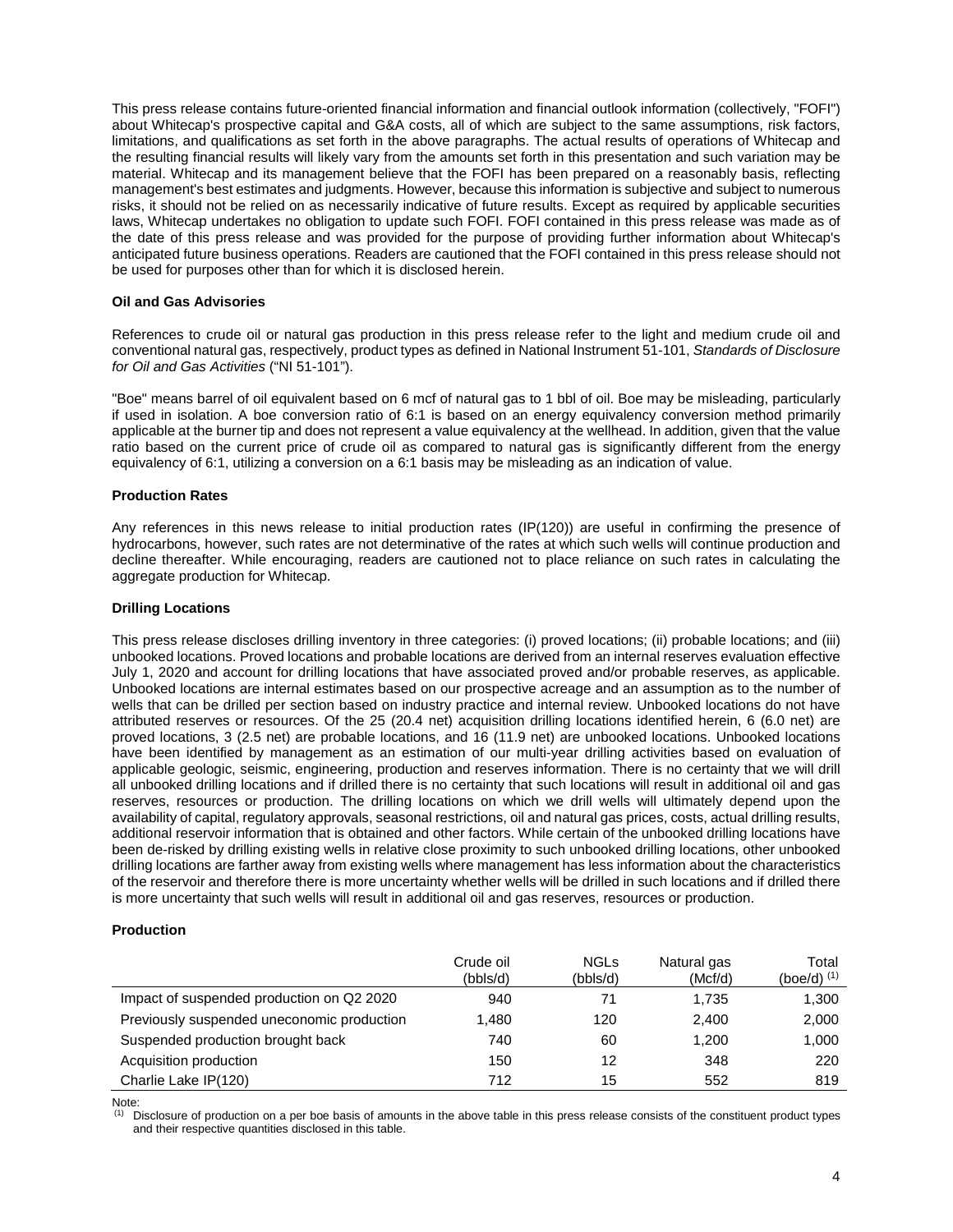This press release contains future-oriented financial information and financial outlook information (collectively, "FOFI") about Whitecap's prospective capital and G&A costs, all of which are subject to the same assumptions, risk factors, limitations, and qualifications as set forth in the above paragraphs. The actual results of operations of Whitecap and the resulting financial results will likely vary from the amounts set forth in this presentation and such variation may be material. Whitecap and its management believe that the FOFI has been prepared on a reasonably basis, reflecting management's best estimates and judgments. However, because this information is subjective and subject to numerous risks, it should not be relied on as necessarily indicative of future results. Except as required by applicable securities laws, Whitecap undertakes no obligation to update such FOFI. FOFI contained in this press release was made as of the date of this press release and was provided for the purpose of providing further information about Whitecap's anticipated future business operations. Readers are cautioned that the FOFI contained in this press release should not be used for purposes other than for which it is disclosed herein.

**Oil and Gas Advisories**

References to crude oil or natural gas production in this press release refer to the light and medium crude oil and conventional natural gas, respectively, product types as defined in National Instrument 51-101, *Standards of Disclosure for Oil and Gas Activities* ("NI 51-101").

"Boe" means barrel of oil equivalent based on 6 mcf of natural gas to 1 bbl of oil. Boe may be misleading, particularly if used in isolation. A boe conversion ratio of 6:1 is based on an energy equivalency conversion method primarily applicable at the burner tip and does not represent a value equivalency at the wellhead. In addition, given that the value ratio based on the current price of crude oil as compared to natural gas is significantly different from the energy equivalency of 6:1, utilizing a conversion on a 6:1 basis may be misleading as an indication of value.

**Production Rates**

Any references in this news release to initial production rates (IP(120)) are useful in confirming the presence of hydrocarbons, however, such rates are not determinative of the rates at which such wells will continue production and decline thereafter. While encouraging, readers are cautioned not to place reliance on such rates in calculating the aggregate production for Whitecap.

**Drilling Locations**

This press release discloses drilling inventory in three categories: (i) proved locations; (ii) probable locations; and (iii) unbooked locations. Proved locations and probable locations are derived from an internal reserves evaluation effective July 1, 2020 and account for drilling locations that have associated proved and/or probable reserves, as applicable. Unbooked locations are internal estimates based on our prospective acreage and an assumption as to the number of wells that can be drilled per section based on industry practice and internal review. Unbooked locations do not have attributed reserves or resources. Of the 25 (20.4 net) acquisition drilling locations identified herein, 6 (6.0 net) are proved locations, 3 (2.5 net) are probable locations, and 16 (11.9 net) are unbooked locations. Unbooked locations have been identified by management as an estimation of our multi-year drilling activities based on evaluation of applicable geologic, seismic, engineering, production and reserves information. There is no certainty that we will drill all unbooked drilling locations and if drilled there is no certainty that such locations will result in additional oil and gas reserves, resources or production. The drilling locations on which we drill wells will ultimately depend upon the availability of capital, regulatory approvals, seasonal restrictions, oil and natural gas prices, costs, actual drilling results, additional reservoir information that is obtained and other factors. While certain of the unbooked drilling locations have been de-risked by drilling existing wells in relative close proximity to such unbooked drilling locations, other unbooked drilling locations are farther away from existing wells where management has less information about the characteristics of the reservoir and therefore there is more uncertainty whether wells will be drilled in such locations and if drilled there is more uncertainty that such wells will result in additional oil and gas reserves, resources or production.

**Production**

| | Crude oil (bbls/d) | NGLs (bbls/d) | Natural gas (Mcf/d) | Total (boe/d) (1) |
|---|---|---|---|---|
| Impact of suspended production on Q2 2020 | 940 | 71 | 1,735 | 1,300 |
| Previously suspended uneconomic production | 1,480 | 120 | 2,400 | 2,000 |
| Suspended production brought back | 740 | 60 | 1,200 | 1,000 |
| Acquisition production | 150 | 12 | 348 | 220 |
| Charlie Lake IP(120) | 712 | 15 | 552 | 819 |

Note:
(1) Disclosure of production on a per boe basis of amounts in the above table in this press release consists of the constituent product types and their respective quantities disclosed in this table.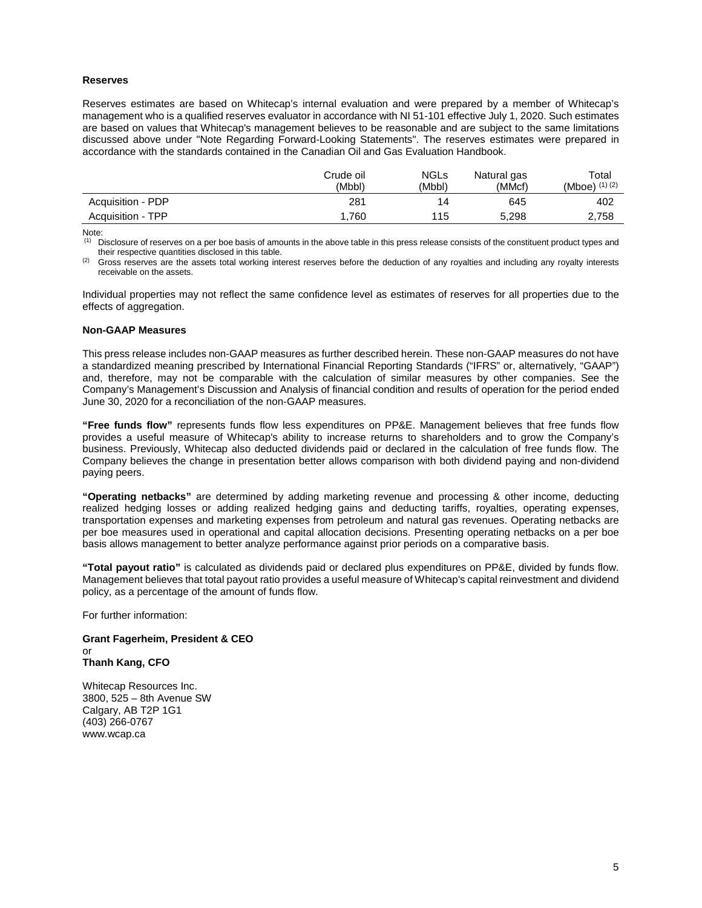**Reserves**

Reserves estimates are based on Whitecap's internal evaluation and were prepared by a member of Whitecap's management who is a qualified reserves evaluator in accordance with NI 51-101 effective July 1, 2020. Such estimates are based on values that Whitecap's management believes to be reasonable and are subject to the same limitations discussed above under "Note Regarding Forward-Looking Statements". The reserves estimates were prepared in accordance with the standards contained in the Canadian Oil and Gas Evaluation Handbook.

| | Crude oil (Mbbl) | NGLs (Mbbl) | Natural gas (MMcf) | Total (Mboe) [(1) (2)] |
|---|---|---|---|---|
| Acquisition - PDP | 281 | 14 | 645 | 402 |
| Acquisition - TPP | 1,760 | 115 | 5,298 | 2,758 |

Note:
(1) Disclosure of reserves on a per boe basis of amounts in the above table in this press release consists of the constituent product types and their respective quantities disclosed in this table.
(2) Gross reserves are the assets total working interest reserves before the deduction of any royalties and including any royalty interests receivable on the assets.

Individual properties may not reflect the same confidence level as estimates of reserves for all properties due to the effects of aggregation.

**Non-GAAP Measures**

This press release includes non-GAAP measures as further described herein. These non-GAAP measures do not have a standardized meaning prescribed by International Financial Reporting Standards ("IFRS" or, alternatively, "GAAP") and, therefore, may not be comparable with the calculation of similar measures by other companies. See the Company's Management's Discussion and Analysis of financial condition and results of operation for the period ended June 30, 2020 for a reconciliation of the non-GAAP measures.

**"Free funds flow"** represents funds flow less expenditures on PP&E. Management believes that free funds flow provides a useful measure of Whitecap's ability to increase returns to shareholders and to grow the Company's business. Previously, Whitecap also deducted dividends paid or declared in the calculation of free funds flow. The Company believes the change in presentation better allows comparison with both dividend paying and non-dividend paying peers.

**"Operating netbacks"** are determined by adding marketing revenue and processing & other income, deducting realized hedging losses or adding realized hedging gains and deducting tariffs, royalties, operating expenses, transportation expenses and marketing expenses from petroleum and natural gas revenues. Operating netbacks are per boe measures used in operational and capital allocation decisions. Presenting operating netbacks on a per boe basis allows management to better analyze performance against prior periods on a comparative basis.

**"Total payout ratio"** is calculated as dividends paid or declared plus expenditures on PP&E, divided by funds flow. Management believes that total payout ratio provides a useful measure of Whitecap's capital reinvestment and dividend policy, as a percentage of the amount of funds flow.

For further information:

**Grant Fagerheim, President & CEO**
or
**Thanh Kang, CFO**

Whitecap Resources Inc.
3800, 525 – 8th Avenue SW
Calgary, AB T2P 1G1
(403) 266-0767
www.wcap.ca